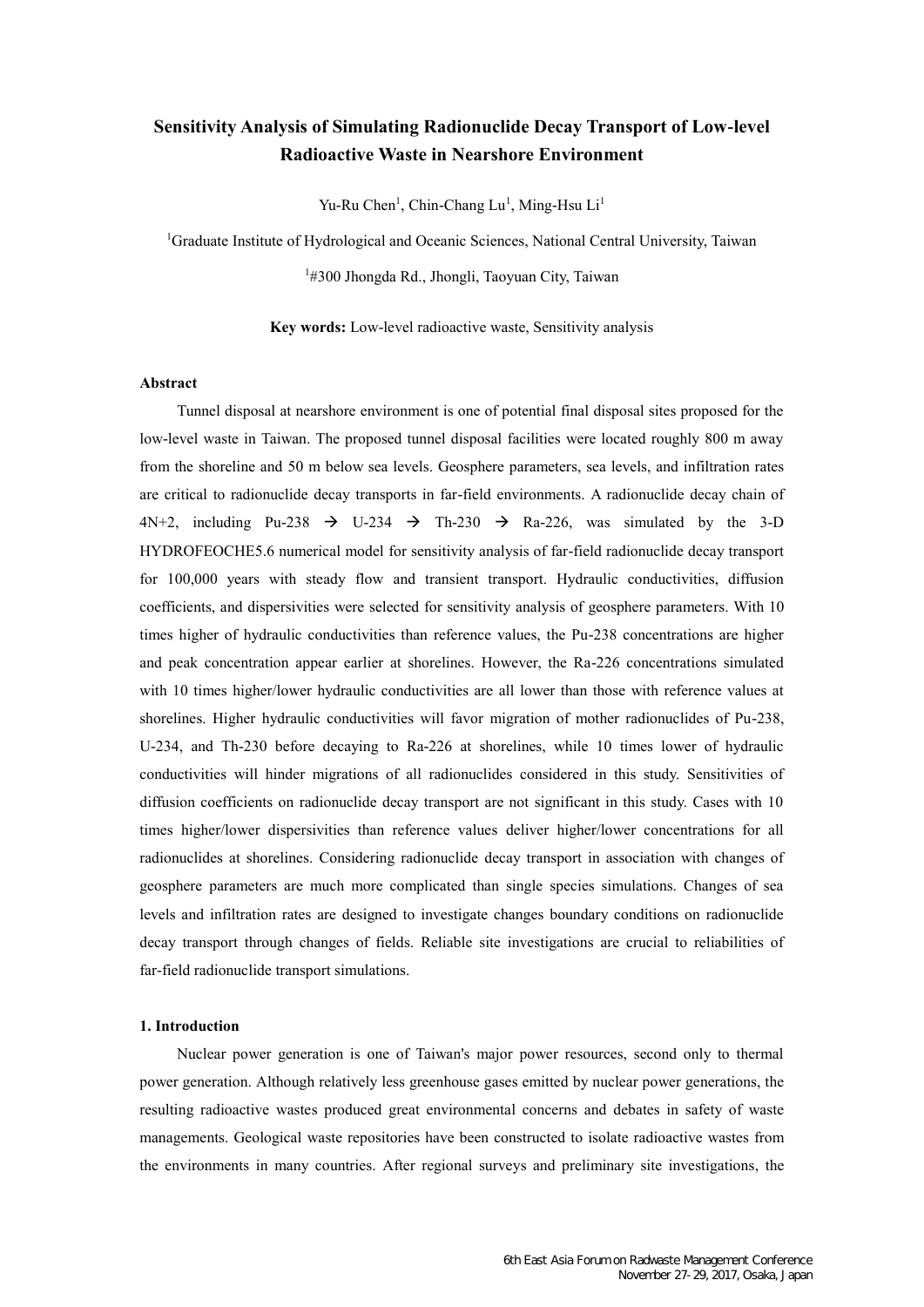# Sensitivity Analysis of Simulating Radionuclide Decay Transport of Low-level Radioactive Waste in Nearshore Environment

Yu-Ru Chen[1], Chin-Chang Lu[1], Ming-Hsu Li[1]

[1]Graduate Institute of Hydrological and Oceanic Sciences, National Central University, Taiwan

[1]#300 Jhongda Rd., Jhongli, Taoyuan City, Taiwan

**Key words:** Low-level radioactive waste, Sensitivity analysis

### Abstract

Tunnel disposal at nearshore environment is one of potential final disposal sites proposed for the low-level waste in Taiwan. The proposed tunnel disposal facilities were located roughly 800 m away from the shoreline and 50 m below sea levels. Geosphere parameters, sea levels, and infiltration rates are critical to radionuclide decay transports in far-field environments. A radionuclide decay chain of 4N+2, including Pu-238 → U-234 → Th-230 → Ra-226, was simulated by the 3-D HYDROFEOCHE5.6 numerical model for sensitivity analysis of far-field radionuclide decay transport for 100,000 years with steady flow and transient transport. Hydraulic conductivities, diffusion coefficients, and dispersivities were selected for sensitivity analysis of geosphere parameters. With 10 times higher of hydraulic conductivities than reference values, the Pu-238 concentrations are higher and peak concentration appear earlier at shorelines. However, the Ra-226 concentrations simulated with 10 times higher/lower hydraulic conductivities are all lower than those with reference values at shorelines. Higher hydraulic conductivities will favor migration of mother radionuclides of Pu-238, U-234, and Th-230 before decaying to Ra-226 at shorelines, while 10 times lower of hydraulic conductivities will hinder migrations of all radionuclides considered in this study. Sensitivities of diffusion coefficients on radionuclide decay transport are not significant in this study. Cases with 10 times higher/lower dispersivities than reference values deliver higher/lower concentrations for all radionuclides at shorelines. Considering radionuclide decay transport in association with changes of geosphere parameters are much more complicated than single species simulations. Changes of sea levels and infiltration rates are designed to investigate changes boundary conditions on radionuclide decay transport through changes of fields. Reliable site investigations are crucial to reliabilities of far-field radionuclide transport simulations.

### 1. Introduction

Nuclear power generation is one of Taiwan's major power resources, second only to thermal power generation. Although relatively less greenhouse gases emitted by nuclear power generations, the resulting radioactive wastes produced great environmental concerns and debates in safety of waste managements. Geological waste repositories have been constructed to isolate radioactive wastes from the environments in many countries. After regional surveys and preliminary site investigations, the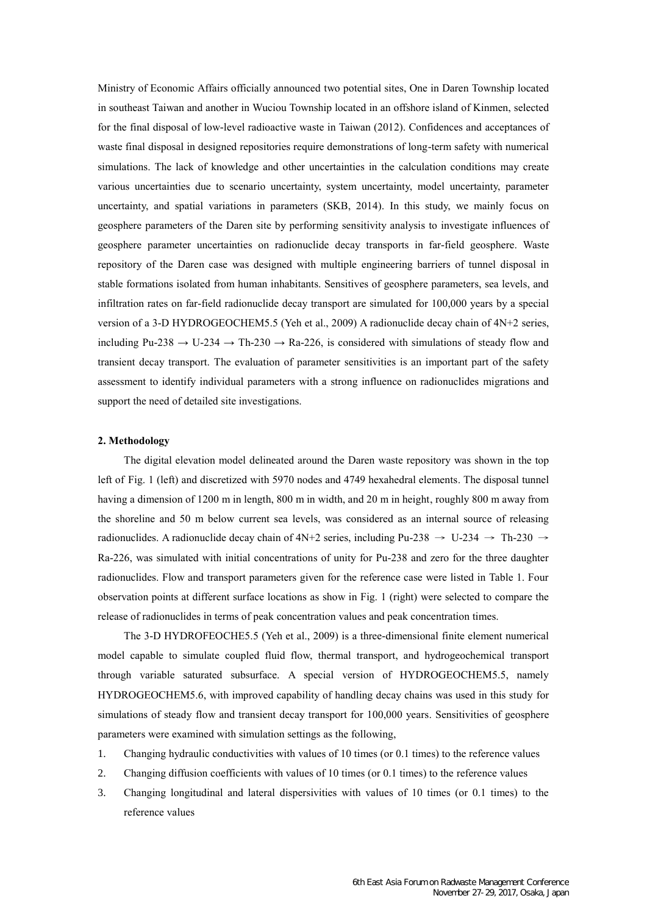Ministry of Economic Affairs officially announced two potential sites, One in Daren Township located in southeast Taiwan and another in Wuciou Township located in an offshore island of Kinmen, selected for the final disposal of low-level radioactive waste in Taiwan (2012). Confidences and acceptances of waste final disposal in designed repositories require demonstrations of long-term safety with numerical simulations. The lack of knowledge and other uncertainties in the calculation conditions may create various uncertainties due to scenario uncertainty, system uncertainty, model uncertainty, parameter uncertainty, and spatial variations in parameters (SKB, 2014). In this study, we mainly focus on geosphere parameters of the Daren site by performing sensitivity analysis to investigate influences of geosphere parameter uncertainties on radionuclide decay transports in far-field geosphere. Waste repository of the Daren case was designed with multiple engineering barriers of tunnel disposal in stable formations isolated from human inhabitants. Sensitives of geosphere parameters, sea levels, and infiltration rates on far-field radionuclide decay transport are simulated for 100,000 years by a special version of a 3-D HYDROGEOCHEM5.5 (Yeh et al., 2009) A radionuclide decay chain of 4N+2 series, including Pu-238 → U-234 → Th-230 → Ra-226, is considered with simulations of steady flow and transient decay transport. The evaluation of parameter sensitivities is an important part of the safety assessment to identify individual parameters with a strong influence on radionuclides migrations and support the need of detailed site investigations.

**2. Methodology**

The digital elevation model delineated around the Daren waste repository was shown in the top left of Fig. 1 (left) and discretized with 5970 nodes and 4749 hexahedral elements. The disposal tunnel having a dimension of 1200 m in length, 800 m in width, and 20 m in height, roughly 800 m away from the shoreline and 50 m below current sea levels, was considered as an internal source of releasing radionuclides. A radionuclide decay chain of 4N+2 series, including Pu-238 → U-234 → Th-230 → Ra-226, was simulated with initial concentrations of unity for Pu-238 and zero for the three daughter radionuclides. Flow and transport parameters given for the reference case were listed in Table 1. Four observation points at different surface locations as show in Fig. 1 (right) were selected to compare the release of radionuclides in terms of peak concentration values and peak concentration times.

The 3-D HYDROFEOCHE5.5 (Yeh et al., 2009) is a three-dimensional finite element numerical model capable to simulate coupled fluid flow, thermal transport, and hydrogeochemical transport through variable saturated subsurface. A special version of HYDROGEOCHEM5.5, namely HYDROGEOCHEM5.6, with improved capability of handling decay chains was used in this study for simulations of steady flow and transient decay transport for 100,000 years. Sensitivities of geosphere parameters were examined with simulation settings as the following,

1. Changing hydraulic conductivities with values of 10 times (or 0.1 times) to the reference values
2. Changing diffusion coefficients with values of 10 times (or 0.1 times) to the reference values
3. Changing longitudinal and lateral dispersivities with values of 10 times (or 0.1 times) to the reference values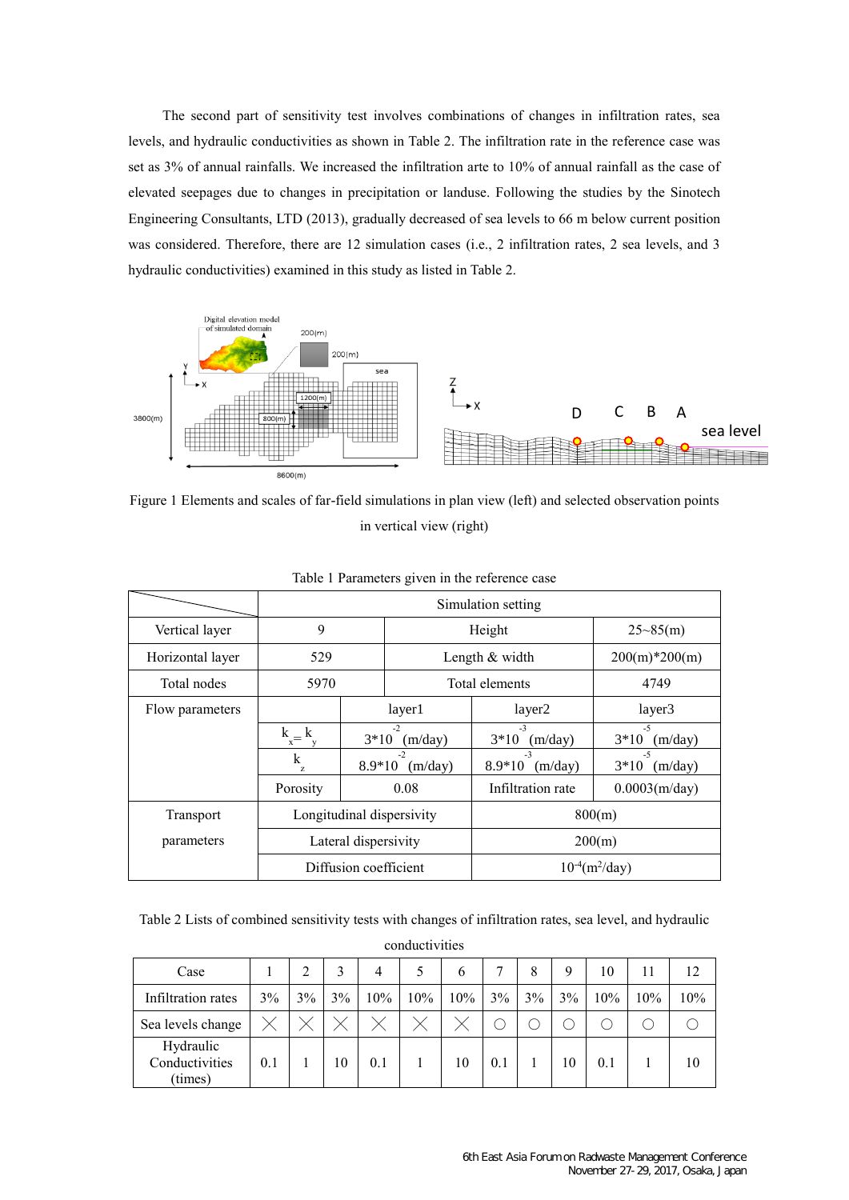The second part of sensitivity test involves combinations of changes in infiltration rates, sea levels, and hydraulic conductivities as shown in Table 2. The infiltration rate in the reference case was set as 3% of annual rainfalls. We increased the infiltration arte to 10% of annual rainfall as the case of elevated seepages due to changes in precipitation or landuse. Following the studies by the Sinotech Engineering Consultants, LTD (2013), gradually decreased of sea levels to 66 m below current position was considered. Therefore, there are 12 simulation cases (i.e., 2 infiltration rates, 2 sea levels, and 3 hydraulic conductivities) examined in this study as listed in Table 2.

Figure 1 Elements and scales of far-field simulations in plan view (left) and selected observation points in vertical view (right)

Table 1 Parameters given in the reference case

| | Simulation setting | | | |
|---|---|---|---|---|
| Vertical layer | 9 | Height | | 25~85(m) |
| Horizontal layer | 529 | Length & width | | 200(m)*200(m) |
| Total nodes | 5970 | Total elements | | 4749 |
| Flow parameters | | layer1 | layer2 | layer3 |
| | $k_x = k_y$ | $3*10^{-2}$ (m/day) | $3*10^{-3}$ (m/day) | $3*10^{-5}$ (m/day) |
| | $k_z$ | $8.9*10^{-2}$ (m/day) | $8.9*10^{-3}$ (m/day) | $3*10^{-5}$ (m/day) |
| | Porosity | 0.08 | Infiltration rate | 0.0003(m/day) |
| Transport parameters | Longitudinal dispersivity | | 800(m) | |
| | Lateral dispersivity | | 200(m) | |
| | Diffusion coefficient | | $10^{-4}$($m^2$/day) | |

Table 2 Lists of combined sensitivity tests with changes of infiltration rates, sea level, and hydraulic conductivities

| Case | 1 | 2 | 3 | 4 | 5 | 6 | 7 | 8 | 9 | 10 | 11 | 12 |
|---|---|---|---|---|---|---|---|---|---|---|---|---|
| Infiltration rates | 3% | 3% | 3% | 10% | 10% | 10% | 3% | 3% | 3% | 10% | 10% | 10% |
| Sea levels change | ╳ | ╳ | ╳ | ╳ | ╳ | ╳ | ○ | ○ | ○ | ○ | ○ | ○ |
| Hydraulic Conductivities (times) | 0.1 | 1 | 10 | 0.1 | 1 | 10 | 0.1 | 1 | 10 | 0.1 | 1 | 10 |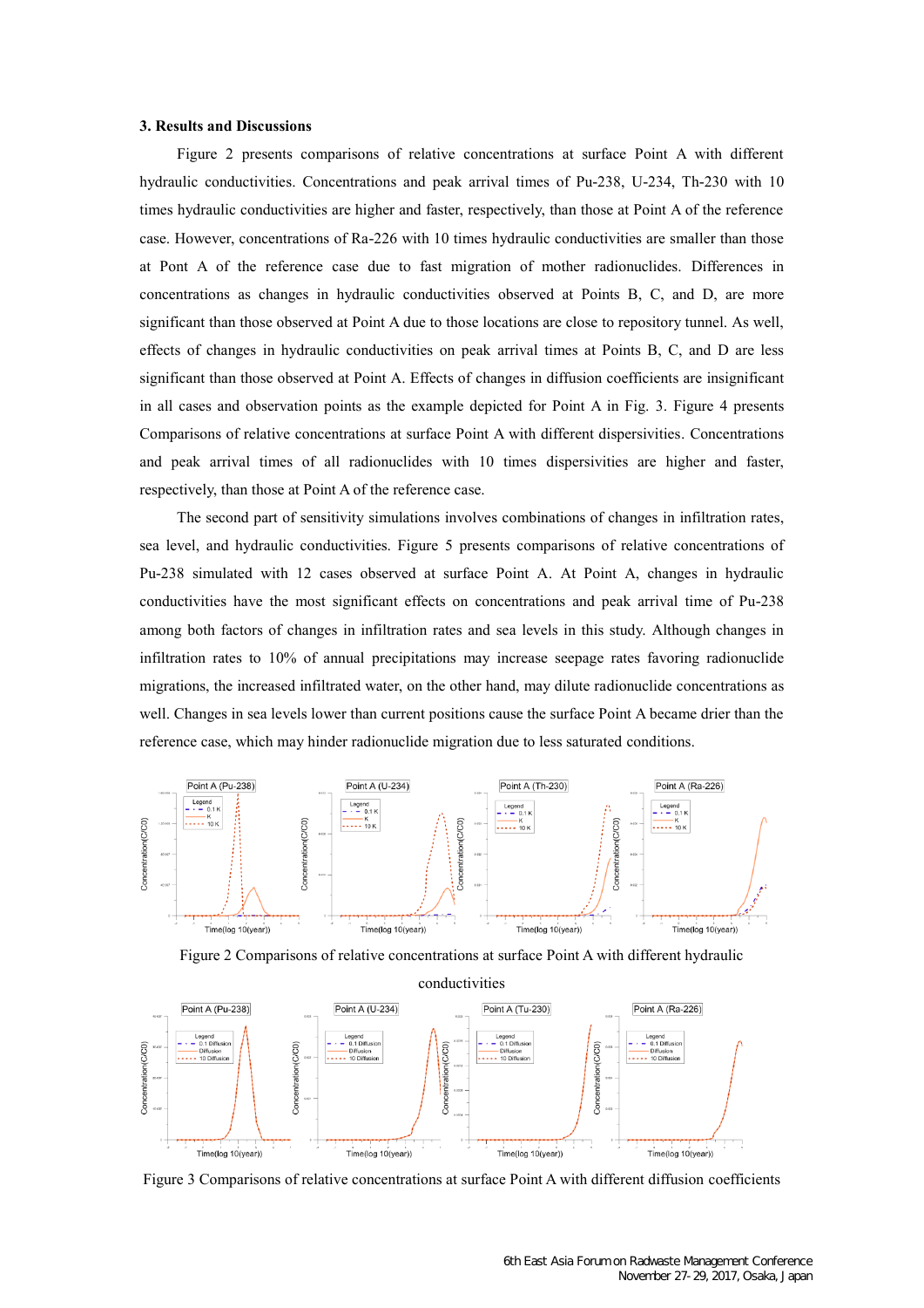### 3. Results and Discussions

Figure 2 presents comparisons of relative concentrations at surface Point A with different hydraulic conductivities. Concentrations and peak arrival times of Pu-238, U-234, Th-230 with 10 times hydraulic conductivities are higher and faster, respectively, than those at Point A of the reference case. However, concentrations of Ra-226 with 10 times hydraulic conductivities are smaller than those at Pont A of the reference case due to fast migration of mother radionuclides. Differences in concentrations as changes in hydraulic conductivities observed at Points B, C, and D, are more significant than those observed at Point A due to those locations are close to repository tunnel. As well, effects of changes in hydraulic conductivities on peak arrival times at Points B, C, and D are less significant than those observed at Point A. Effects of changes in diffusion coefficients are insignificant in all cases and observation points as the example depicted for Point A in Fig. 3. Figure 4 presents Comparisons of relative concentrations at surface Point A with different dispersivities. Concentrations and peak arrival times of all radionuclides with 10 times dispersivities are higher and faster, respectively, than those at Point A of the reference case.

The second part of sensitivity simulations involves combinations of changes in infiltration rates, sea level, and hydraulic conductivities. Figure 5 presents comparisons of relative concentrations of Pu-238 simulated with 12 cases observed at surface Point A. At Point A, changes in hydraulic conductivities have the most significant effects on concentrations and peak arrival time of Pu-238 among both factors of changes in infiltration rates and sea levels in this study. Although changes in infiltration rates to 10% of annual precipitations may increase seepage rates favoring radionuclide migrations, the increased infiltrated water, on the other hand, may dilute radionuclide concentrations as well. Changes in sea levels lower than current positions cause the surface Point A became drier than the reference case, which may hinder radionuclide migration due to less saturated conditions.

Figure 2 Comparisons of relative concentrations at surface Point A with different hydraulic conductivities

Figure 3 Comparisons of relative concentrations at surface Point A with different diffusion coefficients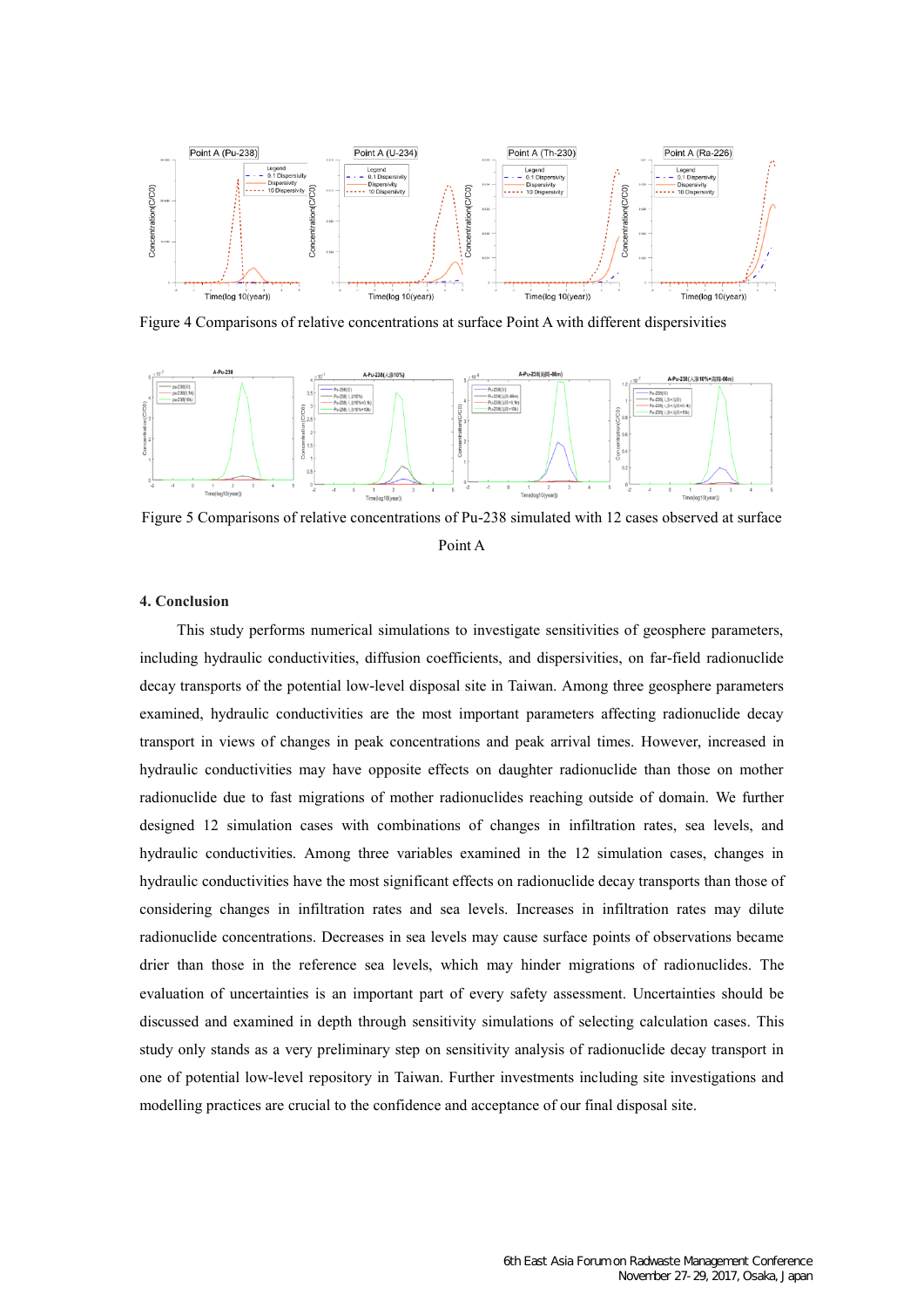Figure 4 Comparisons of relative concentrations at surface Point A with different dispersivities

Figure 5 Comparisons of relative concentrations of Pu-238 simulated with 12 cases observed at surface Point A

#### 4. Conclusion

This study performs numerical simulations to investigate sensitivities of geosphere parameters, including hydraulic conductivities, diffusion coefficients, and dispersivities, on far-field radionuclide decay transports of the potential low-level disposal site in Taiwan. Among three geosphere parameters examined, hydraulic conductivities are the most important parameters affecting radionuclide decay transport in views of changes in peak concentrations and peak arrival times. However, increased in hydraulic conductivities may have opposite effects on daughter radionuclide than those on mother radionuclide due to fast migrations of mother radionuclides reaching outside of domain. We further designed 12 simulation cases with combinations of changes in infiltration rates, sea levels, and hydraulic conductivities. Among three variables examined in the 12 simulation cases, changes in hydraulic conductivities have the most significant effects on radionuclide decay transports than those of considering changes in infiltration rates and sea levels. Increases in infiltration rates may dilute radionuclide concentrations. Decreases in sea levels may cause surface points of observations became drier than those in the reference sea levels, which may hinder migrations of radionuclides. The evaluation of uncertainties is an important part of every safety assessment. Uncertainties should be discussed and examined in depth through sensitivity simulations of selecting calculation cases. This study only stands as a very preliminary step on sensitivity analysis of radionuclide decay transport in one of potential low-level repository in Taiwan. Further investments including site investigations and modelling practices are crucial to the confidence and acceptance of our final disposal site.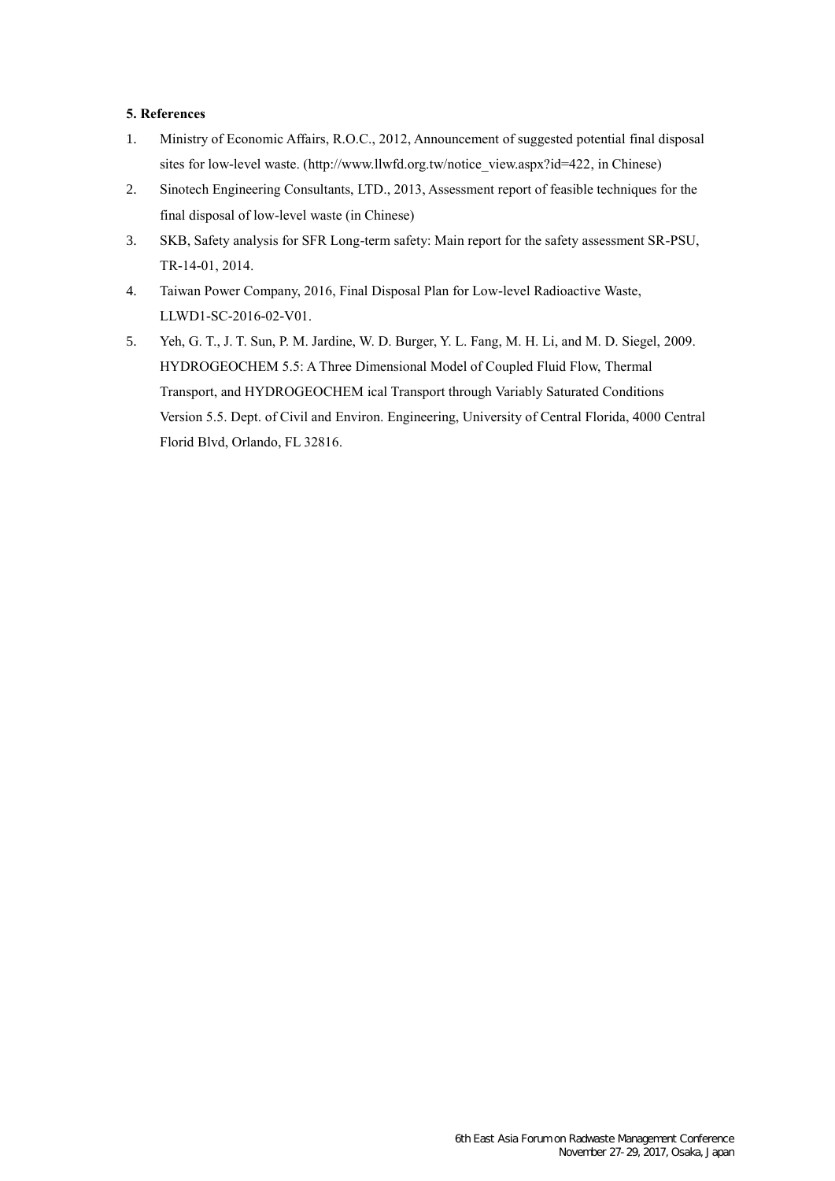**5. References**

1. Ministry of Economic Affairs, R.O.C., 2012, Announcement of suggested potential final disposal sites for low-level waste. (http://www.llwfd.org.tw/notice_view.aspx?id=422, in Chinese)
2. Sinotech Engineering Consultants, LTD., 2013, Assessment report of feasible techniques for the final disposal of low-level waste (in Chinese)
3. SKB, Safety analysis for SFR Long-term safety: Main report for the safety assessment SR-PSU, TR-14-01, 2014.
4. Taiwan Power Company, 2016, Final Disposal Plan for Low-level Radioactive Waste, LLWD1-SC-2016-02-V01.
5. Yeh, G. T., J. T. Sun, P. M. Jardine, W. D. Burger, Y. L. Fang, M. H. Li, and M. D. Siegel, 2009. HYDROGEOCHEM 5.5: A Three Dimensional Model of Coupled Fluid Flow, Thermal Transport, and HYDROGEOCHEM ical Transport through Variably Saturated Conditions Version 5.5. Dept. of Civil and Environ. Engineering, University of Central Florida, 4000 Central Florid Blvd, Orlando, FL 32816.